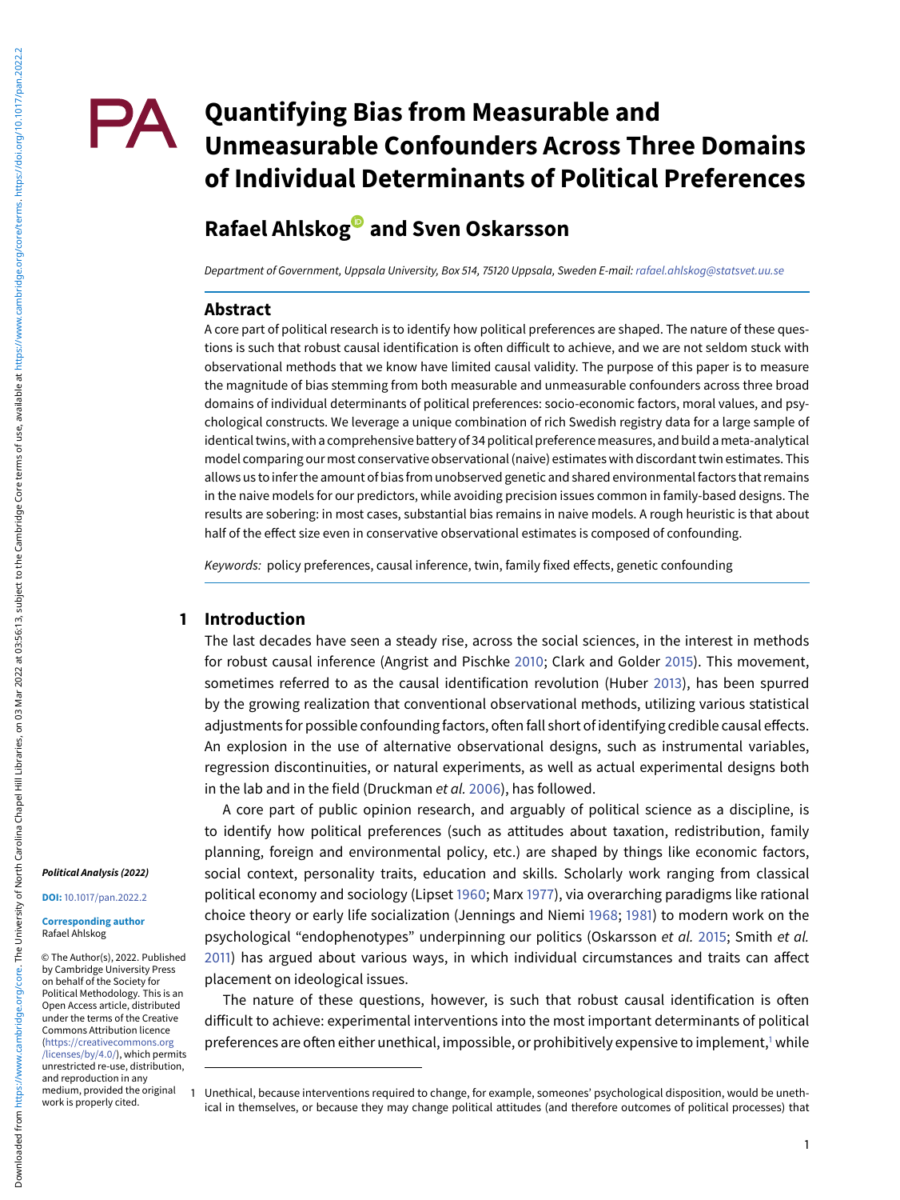# Quantifying Bias from Measurable and Unmeasurable Confounders Across Three Domains of Individual Determinants of Political Preferences

**Rafael Ahlskog and Sven Oskarsson**

*Department of Government, Uppsala University, Box 514, 75120 Uppsala, Sweden E-mail: rafael.ahlskog@statsvet.uu.se*

## Abstract

A core part of political research is to identify how political preferences are shaped. The nature of these questions is such that robust causal identification is often difficult to achieve, and we are not seldom stuck with observational methods that we know have limited causal validity. The purpose of this paper is to measure the magnitude of bias stemming from both measurable and unmeasurable confounders across three broad domains of individual determinants of political preferences: socio-economic factors, moral values, and psychological constructs. We leverage a unique combination of rich Swedish registry data for a large sample of identical twins, with a comprehensive battery of 34 political preference measures, and build a meta-analytical model comparing our most conservative observational (naive) estimates with discordant twin estimates. This allows us to infer the amount of bias from unobserved genetic and shared environmental factors that remains in the naive models for our predictors, while avoiding precision issues common in family-based designs. The results are sobering: in most cases, substantial bias remains in naive models. A rough heuristic is that about half of the effect size even in conservative observational estimates is composed of confounding.

*Keywords:* policy preferences, causal inference, twin, family fixed effects, genetic confounding

*Political Analysis (2022)*

**DOI:** 10.1017/pan.2022.2

**Corresponding author** Rafael Ahlskog

© The Author(s), 2022. Published by Cambridge University Press on behalf of the Society for Political Methodology. This is an Open Access article, distributed under the terms of the Creative Commons Attribution licence (https://creativecommons.org/licenses/by/4.0/), which permits unrestricted re-use, distribution, and reproduction in any medium, provided the original work is properly cited.

## 1 Introduction

The last decades have seen a steady rise, across the social sciences, in the interest in methods for robust causal inference (Angrist and Pischke 2010; Clark and Golder 2015). This movement, sometimes referred to as the causal identification revolution (Huber 2013), has been spurred by the growing realization that conventional observational methods, utilizing various statistical adjustments for possible confounding factors, often fall short of identifying credible causal effects. An explosion in the use of alternative observational designs, such as instrumental variables, regression discontinuities, or natural experiments, as well as actual experimental designs both in the lab and in the field (Druckman *et al.* 2006), has followed.

A core part of public opinion research, and arguably of political science as a discipline, is to identify how political preferences (such as attitudes about taxation, redistribution, family planning, foreign and environmental policy, etc.) are shaped by things like economic factors, social context, personality traits, education and skills. Scholarly work ranging from classical political economy and sociology (Lipset 1960; Marx 1977), via overarching paradigms like rational choice theory or early life socialization (Jennings and Niemi 1968; 1981) to modern work on the psychological "endophenotypes" underpinning our politics (Oskarsson *et al.* 2015; Smith *et al.* 2011) has argued about various ways, in which individual circumstances and traits can affect placement on ideological issues.

The nature of these questions, however, is such that robust causal identification is often difficult to achieve: experimental interventions into the most important determinants of political preferences are often either unethical, impossible, or prohibitively expensive to implement,[1] while

[1] Unethical, because interventions required to change, for example, someones' psychological disposition, would be unethical in themselves, or because they may change political attitudes (and therefore outcomes of political processes) that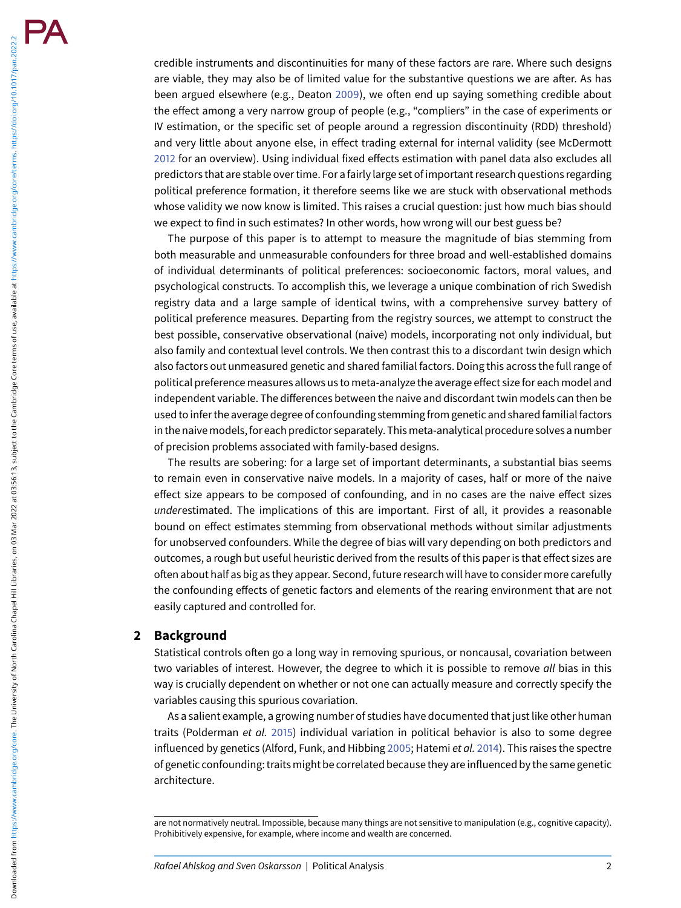credible instruments and discontinuities for many of these factors are rare. Where such designs are viable, they may also be of limited value for the substantive questions we are after. As has been argued elsewhere (e.g., Deaton 2009), we often end up saying something credible about the effect among a very narrow group of people (e.g., "compliers" in the case of experiments or IV estimation, or the specific set of people around a regression discontinuity (RDD) threshold) and very little about anyone else, in effect trading external for internal validity (see McDermott 2012 for an overview). Using individual fixed effects estimation with panel data also excludes all predictors that are stable over time. For a fairly large set of important research questions regarding political preference formation, it therefore seems like we are stuck with observational methods whose validity we now know is limited. This raises a crucial question: just how much bias should we expect to find in such estimates? In other words, how wrong will our best guess be?

The purpose of this paper is to attempt to measure the magnitude of bias stemming from both measurable and unmeasurable confounders for three broad and well-established domains of individual determinants of political preferences: socioeconomic factors, moral values, and psychological constructs. To accomplish this, we leverage a unique combination of rich Swedish registry data and a large sample of identical twins, with a comprehensive survey battery of political preference measures. Departing from the registry sources, we attempt to construct the best possible, conservative observational (naive) models, incorporating not only individual, but also family and contextual level controls. We then contrast this to a discordant twin design which also factors out unmeasured genetic and shared familial factors. Doing this across the full range of political preference measures allows us to meta-analyze the average effect size for each model and independent variable. The differences between the naive and discordant twin models can then be used to infer the average degree of confounding stemming from genetic and shared familial factors in the naive models, for each predictor separately. This meta-analytical procedure solves a number of precision problems associated with family-based designs.

The results are sobering: for a large set of important determinants, a substantial bias seems to remain even in conservative naive models. In a majority of cases, half or more of the naive effect size appears to be composed of confounding, and in no cases are the naive effect sizes *under*estimated. The implications of this are important. First of all, it provides a reasonable bound on effect estimates stemming from observational methods without similar adjustments for unobserved confounders. While the degree of bias will vary depending on both predictors and outcomes, a rough but useful heuristic derived from the results of this paper is that effect sizes are often about half as big as they appear. Second, future research will have to consider more carefully the confounding effects of genetic factors and elements of the rearing environment that are not easily captured and controlled for.

## 2 Background

Statistical controls often go a long way in removing spurious, or noncausal, covariation between two variables of interest. However, the degree to which it is possible to remove *all* bias in this way is crucially dependent on whether or not one can actually measure and correctly specify the variables causing this spurious covariation.

As a salient example, a growing number of studies have documented that just like other human traits (Polderman *et al.* 2015) individual variation in political behavior is also to some degree influenced by genetics (Alford, Funk, and Hibbing 2005; Hatemi *et al.* 2014). This raises the spectre of genetic confounding: traits might be correlated because they are influenced by the same genetic architecture.

---

are not normatively neutral. Impossible, because many things are not sensitive to manipulation (e.g., cognitive capacity). Prohibitively expensive, for example, where income and wealth are concerned.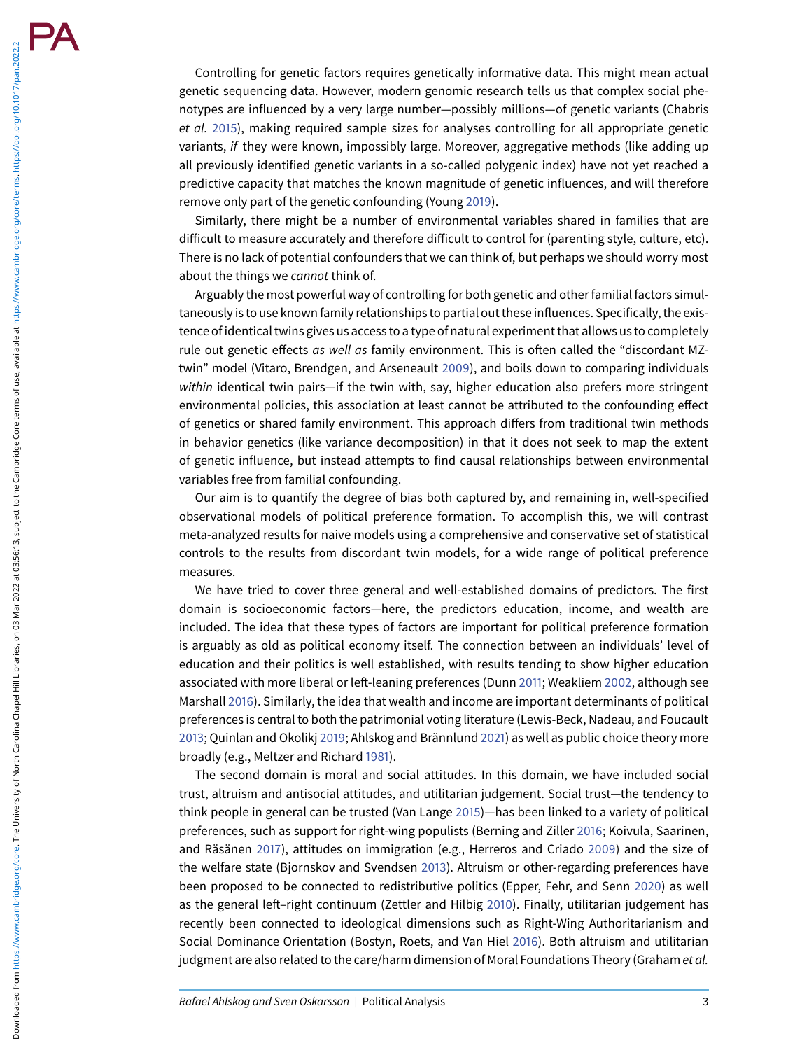Controlling for genetic factors requires genetically informative data. This might mean actual genetic sequencing data. However, modern genomic research tells us that complex social phenotypes are influenced by a very large number—possibly millions—of genetic variants (Chabris *et al.* 2015), making required sample sizes for analyses controlling for all appropriate genetic variants, *if* they were known, impossibly large. Moreover, aggregative methods (like adding up all previously identified genetic variants in a so-called polygenic index) have not yet reached a predictive capacity that matches the known magnitude of genetic influences, and will therefore remove only part of the genetic confounding (Young 2019).

Similarly, there might be a number of environmental variables shared in families that are difficult to measure accurately and therefore difficult to control for (parenting style, culture, etc). There is no lack of potential confounders that we can think of, but perhaps we should worry most about the things we *cannot* think of.

Arguably the most powerful way of controlling for both genetic and other familial factors simultaneously is to use known family relationships to partial out these influences. Specifically, the existence of identical twins gives us access to a type of natural experiment that allows us to completely rule out genetic effects *as well as* family environment. This is often called the "discordant MZ-twin" model (Vitaro, Brendgen, and Arseneault 2009), and boils down to comparing individuals *within* identical twin pairs—if the twin with, say, higher education also prefers more stringent environmental policies, this association at least cannot be attributed to the confounding effect of genetics or shared family environment. This approach differs from traditional twin methods in behavior genetics (like variance decomposition) in that it does not seek to map the extent of genetic influence, but instead attempts to find causal relationships between environmental variables free from familial confounding.

Our aim is to quantify the degree of bias both captured by, and remaining in, well-specified observational models of political preference formation. To accomplish this, we will contrast meta-analyzed results for naive models using a comprehensive and conservative set of statistical controls to the results from discordant twin models, for a wide range of political preference measures.

We have tried to cover three general and well-established domains of predictors. The first domain is socioeconomic factors—here, the predictors education, income, and wealth are included. The idea that these types of factors are important for political preference formation is arguably as old as political economy itself. The connection between an individuals' level of education and their politics is well established, with results tending to show higher education associated with more liberal or left-leaning preferences (Dunn 2011; Weakliem 2002, although see Marshall 2016). Similarly, the idea that wealth and income are important determinants of political preferences is central to both the patrimonial voting literature (Lewis-Beck, Nadeau, and Foucault 2013; Quinlan and Okolikj 2019; Ahlskog and Brännlund 2021) as well as public choice theory more broadly (e.g., Meltzer and Richard 1981).

The second domain is moral and social attitudes. In this domain, we have included social trust, altruism and antisocial attitudes, and utilitarian judgement. Social trust—the tendency to think people in general can be trusted (Van Lange 2015)—has been linked to a variety of political preferences, such as support for right-wing populists (Berning and Ziller 2016; Koivula, Saarinen, and Räsänen 2017), attitudes on immigration (e.g., Herreros and Criado 2009) and the size of the welfare state (Bjornskov and Svendsen 2013). Altruism or other-regarding preferences have been proposed to be connected to redistributive politics (Epper, Fehr, and Senn 2020) as well as the general left–right continuum (Zettler and Hilbig 2010). Finally, utilitarian judgement has recently been connected to ideological dimensions such as Right-Wing Authoritarianism and Social Dominance Orientation (Bostyn, Roets, and Van Hiel 2016). Both altruism and utilitarian judgment are also related to the care/harm dimension of Moral Foundations Theory (Graham *et al.*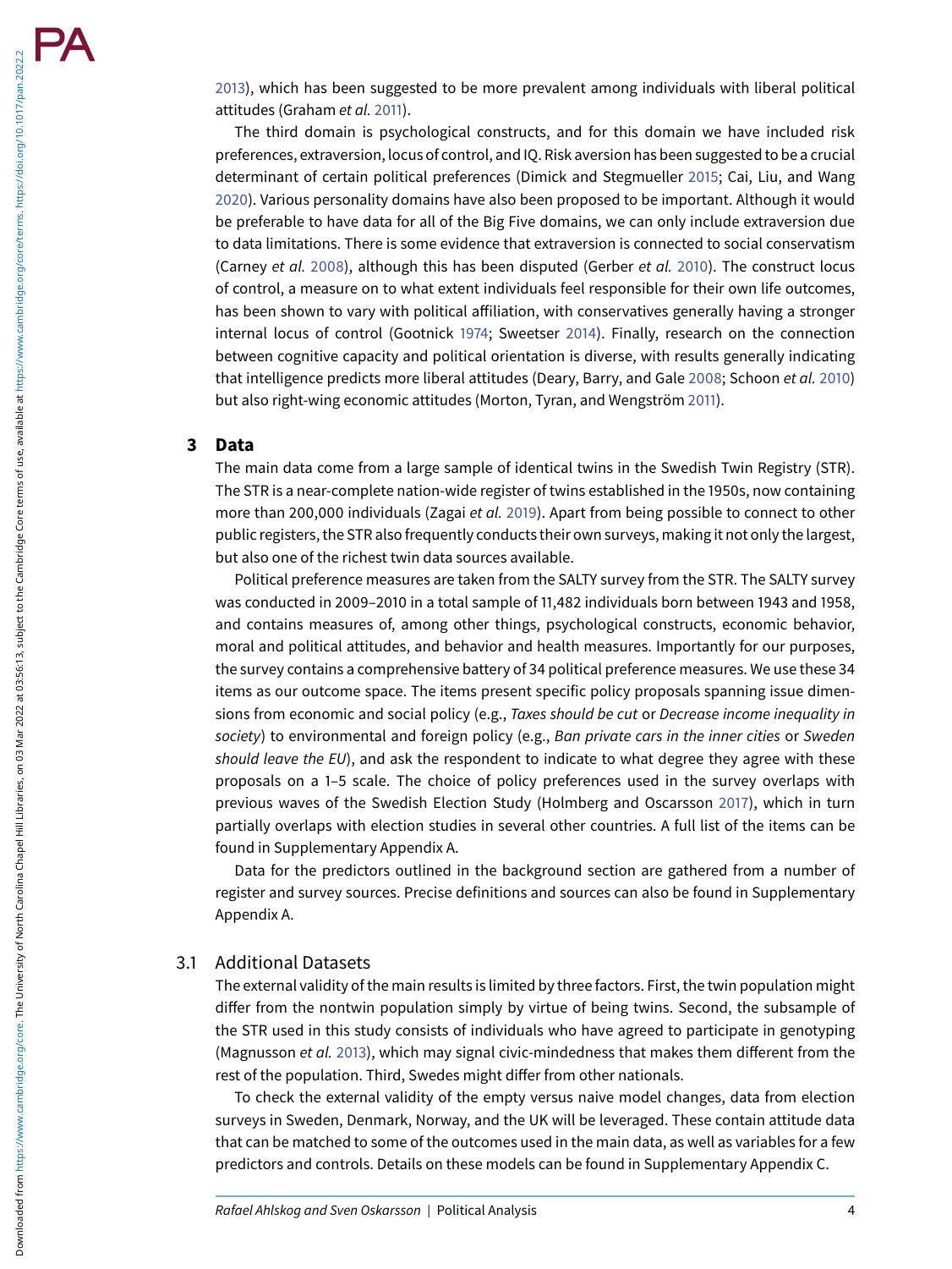2013), which has been suggested to be more prevalent among individuals with liberal political attitudes (Graham *et al.* 2011).

The third domain is psychological constructs, and for this domain we have included risk preferences, extraversion, locus of control, and IQ. Risk aversion has been suggested to be a crucial determinant of certain political preferences (Dimick and Stegmueller 2015; Cai, Liu, and Wang 2020). Various personality domains have also been proposed to be important. Although it would be preferable to have data for all of the Big Five domains, we can only include extraversion due to data limitations. There is some evidence that extraversion is connected to social conservatism (Carney *et al.* 2008), although this has been disputed (Gerber *et al.* 2010). The construct locus of control, a measure on to what extent individuals feel responsible for their own life outcomes, has been shown to vary with political affiliation, with conservatives generally having a stronger internal locus of control (Gootnick 1974; Sweetser 2014). Finally, research on the connection between cognitive capacity and political orientation is diverse, with results generally indicating that intelligence predicts more liberal attitudes (Deary, Barry, and Gale 2008; Schoon *et al.* 2010) but also right-wing economic attitudes (Morton, Tyran, and Wengström 2011).

## 3 Data

The main data come from a large sample of identical twins in the Swedish Twin Registry (STR). The STR is a near-complete nation-wide register of twins established in the 1950s, now containing more than 200,000 individuals (Zagai *et al.* 2019). Apart from being possible to connect to other public registers, the STR also frequently conducts their own surveys, making it not only the largest, but also one of the richest twin data sources available.

Political preference measures are taken from the SALTY survey from the STR. The SALTY survey was conducted in 2009–2010 in a total sample of 11,482 individuals born between 1943 and 1958, and contains measures of, among other things, psychological constructs, economic behavior, moral and political attitudes, and behavior and health measures. Importantly for our purposes, the survey contains a comprehensive battery of 34 political preference measures. We use these 34 items as our outcome space. The items present specific policy proposals spanning issue dimensions from economic and social policy (e.g., *Taxes should be cut* or *Decrease income inequality in society*) to environmental and foreign policy (e.g., *Ban private cars in the inner cities* or *Sweden should leave the EU*), and ask the respondent to indicate to what degree they agree with these proposals on a 1–5 scale. The choice of policy preferences used in the survey overlaps with previous waves of the Swedish Election Study (Holmberg and Oscarsson 2017), which in turn partially overlaps with election studies in several other countries. A full list of the items can be found in Supplementary Appendix A.

Data for the predictors outlined in the background section are gathered from a number of register and survey sources. Precise definitions and sources can also be found in Supplementary Appendix A.

### 3.1 Additional Datasets

The external validity of the main results is limited by three factors. First, the twin population might differ from the nontwin population simply by virtue of being twins. Second, the subsample of the STR used in this study consists of individuals who have agreed to participate in genotyping (Magnusson *et al.* 2013), which may signal civic-mindedness that makes them different from the rest of the population. Third, Swedes might differ from other nationals.

To check the external validity of the empty versus naive model changes, data from election surveys in Sweden, Denmark, Norway, and the UK will be leveraged. These contain attitude data that can be matched to some of the outcomes used in the main data, as well as variables for a few predictors and controls. Details on these models can be found in Supplementary Appendix C.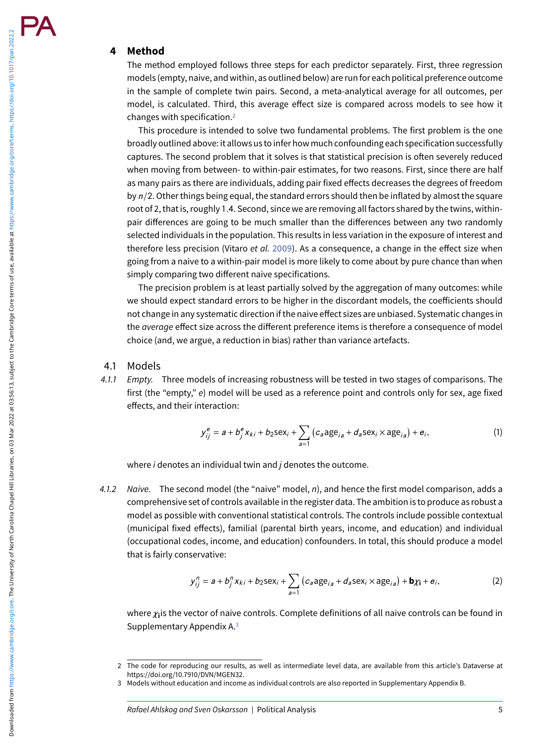# 4 Method

The method employed follows three steps for each predictor separately. First, three regression models (empty, naive, and within, as outlined below) are run for each political preference outcome in the sample of complete twin pairs. Second, a meta-analytical average for all outcomes, per model, is calculated. Third, this average effect size is compared across models to see how it changes with specification.[2]

This procedure is intended to solve two fundamental problems. The first problem is the one broadly outlined above: it allows us to infer how much confounding each specification successfully captures. The second problem that it solves is that statistical precision is often severely reduced when moving from between- to within-pair estimates, for two reasons. First, since there are half as many pairs as there are individuals, adding pair fixed effects decreases the degrees of freedom by $n/2$. Other things being equal, the standard errors should then be inflated by almost the square root of 2, that is, roughly 1.4. Second, since we are removing all factors shared by the twins, within-pair differences are going to be much smaller than the differences between any two randomly selected individuals in the population. This results in less variation in the exposure of interest and therefore less precision (Vitaro *et al.* 2009). As a consequence, a change in the effect size when going from a naive to a within-pair model is more likely to come about by pure chance than when simply comparing two different naive specifications.

The precision problem is at least partially solved by the aggregation of many outcomes: while we should expect standard errors to be higher in the discordant models, the coefficients should not change in any systematic direction if the naive effect sizes are unbiased. Systematic changes in the *average* effect size across the different preference items is therefore a consequence of model choice (and, we argue, a reduction in bias) rather than variance artefacts.

## 4.1 Models

### 4.1.1 *Empty.*

Three models of increasing robustness will be tested in two stages of comparisons. The first (the "empty," $e$) model will be used as a reference point and controls only for sex, age fixed effects, and their interaction:

$$y_{ij}^{e} = a + b_j^{e} x_{ki} + b_2 \text{sex}_i + \sum_{a=1} \left( c_a \text{age}_{ia} + d_a \text{sex}_i \times \text{age}_{ia} \right) + e_i, \tag{1}$$

where $i$ denotes an individual twin and $j$ denotes the outcome.

### 4.1.2 *Naive.*

The second model (the "naive" model, $n$), and hence the first model comparison, adds a comprehensive set of controls available in the register data. The ambition is to produce as robust a model as possible with conventional statistical controls. The controls include possible contextual (municipal fixed effects), familial (parental birth years, income, and education) and individual (occupational codes, income, and education) confounders. In total, this should produce a model that is fairly conservative:

$$y_{ij}^{n} = a + b_j^{n} x_{ki} + b_2 \text{sex}_i + \sum_{a=1} \left( c_a \text{age}_{ia} + d_a \text{sex}_i \times \text{age}_{ia} \right) + \mathbf{b} \chi_{\mathbf{i}} + e_i, \tag{2}$$

where $\chi_{\mathbf{i}}$ is the vector of naive controls. Complete definitions of all naive controls can be found in Supplementary Appendix A.[3]

---

2 The code for reproducing our results, as well as intermediate level data, are available from this article's Dataverse at https://doi.org/10.7910/DVN/MGEN32.

3 Models without education and income as individual controls are also reported in Supplementary Appendix B.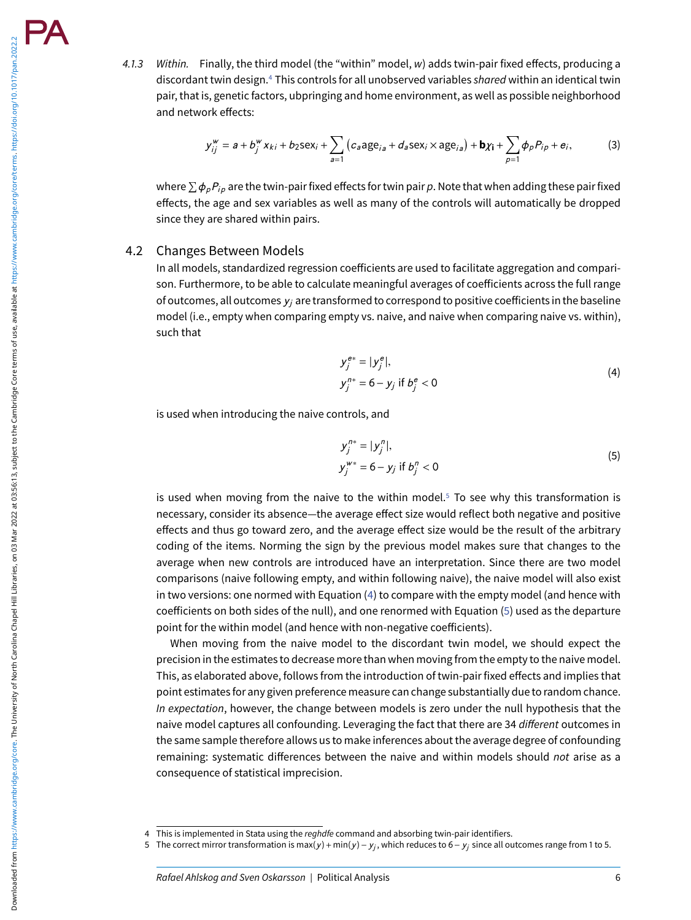4.1.3 *Within.* Finally, the third model (the "within" model, $w$) adds twin-pair fixed effects, producing a discordant twin design.[4] This controls for all unobserved variables *shared* within an identical twin pair, that is, genetic factors, upbringing and home environment, as well as possible neighborhood and network effects:

$$y_{ij}^{w} = a + b_j^{w} x_{ki} + b_2 \text{sex}_i + \sum_{a=1} \left( c_a \text{age}_{ia} + d_a \text{sex}_i \times \text{age}_{ia} \right) + \mathbf{b}\chi_{\mathbf{i}} + \sum_{p=1} \phi_p P_{ip} + e_i, \tag{3}$$

where $\sum \phi_p P_{ip}$ are the twin-pair fixed effects for twin pair $p$. Note that when adding these pair fixed effects, the age and sex variables as well as many of the controls will automatically be dropped since they are shared within pairs.

## 4.2 Changes Between Models

In all models, standardized regression coefficients are used to facilitate aggregation and comparison. Furthermore, to be able to calculate meaningful averages of coefficients across the full range of outcomes, all outcomes $y_j$ are transformed to correspond to positive coefficients in the baseline model (i.e., empty when comparing empty vs. naive, and naive when comparing naive vs. within), such that

$$\begin{aligned} y_j^{e*} &= |y_j^{e}|, \\ y_j^{n*} &= 6 - y_j \text{ if } b_j^{e} < 0 \end{aligned} \tag{4}$$

is used when introducing the naive controls, and

$$\begin{aligned} y_j^{n*} &= |y_j^{n}|, \\ y_j^{w*} &= 6 - y_j \text{ if } b_j^{n} < 0 \end{aligned} \tag{5}$$

is used when moving from the naive to the within model.[5] To see why this transformation is necessary, consider its absence—the average effect size would reflect both negative and positive effects and thus go toward zero, and the average effect size would be the result of the arbitrary coding of the items. Norming the sign by the previous model makes sure that changes to the average when new controls are introduced have an interpretation. Since there are two model comparisons (naive following empty, and within following naive), the naive model will also exist in two versions: one normed with Equation (4) to compare with the empty model (and hence with coefficients on both sides of the null), and one renormed with Equation (5) used as the departure point for the within model (and hence with non-negative coefficients).

When moving from the naive model to the discordant twin model, we should expect the precision in the estimates to decrease more than when moving from the empty to the naive model. This, as elaborated above, follows from the introduction of twin-pair fixed effects and implies that point estimates for any given preference measure can change substantially due to random chance. *In expectation*, however, the change between models is zero under the null hypothesis that the naive model captures all confounding. Leveraging the fact that there are 34 *different* outcomes in the same sample therefore allows us to make inferences about the average degree of confounding remaining: systematic differences between the naive and within models should *not* arise as a consequence of statistical imprecision.

---

4 This is implemented in Stata using the *reghdfe* command and absorbing twin-pair identifiers.

5 The correct mirror transformation is $\max(y) + \min(y) - y_j$, which reduces to $6 - y_j$ since all outcomes range from 1 to 5.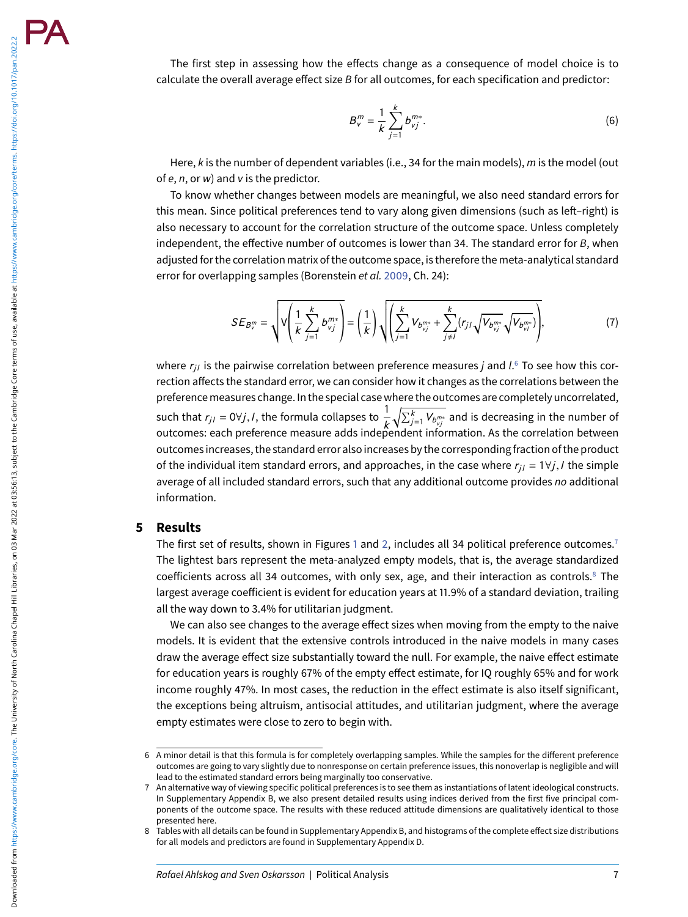The first step in assessing how the effects change as a consequence of model choice is to calculate the overall average effect size $B$ for all outcomes, for each specification and predictor:

$$B_v^m = \frac{1}{k}\sum_{j=1}^{k} b_{vj}^{m*}. \tag{6}$$

Here, $k$ is the number of dependent variables (i.e., 34 for the main models), $m$ is the model (out of $e$, $n$, or $w$) and $v$ is the predictor.

To know whether changes between models are meaningful, we also need standard errors for this mean. Since political preferences tend to vary along given dimensions (such as left–right) is also necessary to account for the correlation structure of the outcome space. Unless completely independent, the effective number of outcomes is lower than 34. The standard error for $B$, when adjusted for the correlation matrix of the outcome space, is therefore the meta-analytical standard error for overlapping samples (Borenstein *et al.* 2009, Ch. 24):

$$SE_{B_v^m} = \sqrt{\mathrm{V}\left(\frac{1}{k}\sum_{j=1}^{k} b_{vj}^{m*}\right)} = \left(\frac{1}{k}\right)\sqrt{\left(\sum_{j=1}^{k} V_{b_{vj}^{m*}} + \sum_{j\neq l}^{k}\left(r_{jl}\sqrt{V_{b_{vj}^{m*}}}\sqrt{V_{b_{vl}^{m*}}}\right)\right)}, \tag{7}$$

where $r_{jl}$ is the pairwise correlation between preference measures $j$ and $l$.[6] To see how this correction affects the standard error, we can consider how it changes as the correlations between the preference measures change. In the special case where the outcomes are completely uncorrelated, such that $r_{jl} = 0 \forall j, l$, the formula collapses to $\frac{1}{k}\sqrt{\sum_{j=1}^{k} V_{b_{vj}^{m*}}}$ and is decreasing in the number of outcomes: each preference measure adds independent information. As the correlation between outcomes increases, the standard error also increases by the corresponding fraction of the product of the individual item standard errors, and approaches, in the case where $r_{jl} = 1 \forall j, l$ the simple average of all included standard errors, such that any additional outcome provides *no* additional information.

## 5 Results

The first set of results, shown in Figures 1 and 2, includes all 34 political preference outcomes.[7] The lightest bars represent the meta-analyzed empty models, that is, the average standardized coefficients across all 34 outcomes, with only sex, age, and their interaction as controls.[8] The largest average coefficient is evident for education years at 11.9% of a standard deviation, trailing all the way down to 3.4% for utilitarian judgment.

We can also see changes to the average effect sizes when moving from the empty to the naive models. It is evident that the extensive controls introduced in the naive models in many cases draw the average effect size substantially toward the null. For example, the naive effect estimate for education years is roughly 67% of the empty effect estimate, for IQ roughly 65% and for work income roughly 47%. In most cases, the reduction in the effect estimate is also itself significant, the exceptions being altruism, antisocial attitudes, and utilitarian judgment, where the average empty estimates were close to zero to begin with.

---

6 A minor detail is that this formula is for completely overlapping samples. While the samples for the different preference outcomes are going to vary slightly due to nonresponse on certain preference issues, this nonoverlap is negligible and will lead to the estimated standard errors being marginally too conservative.

7 An alternative way of viewing specific political preferences is to see them as instantiations of latent ideological constructs. In Supplementary Appendix B, we also present detailed results using indices derived from the first five principal components of the outcome space. The results with these reduced attitude dimensions are qualitatively identical to those presented here.

8 Tables with all details can be found in Supplementary Appendix B, and histograms of the complete effect size distributions for all models and predictors are found in Supplementary Appendix D.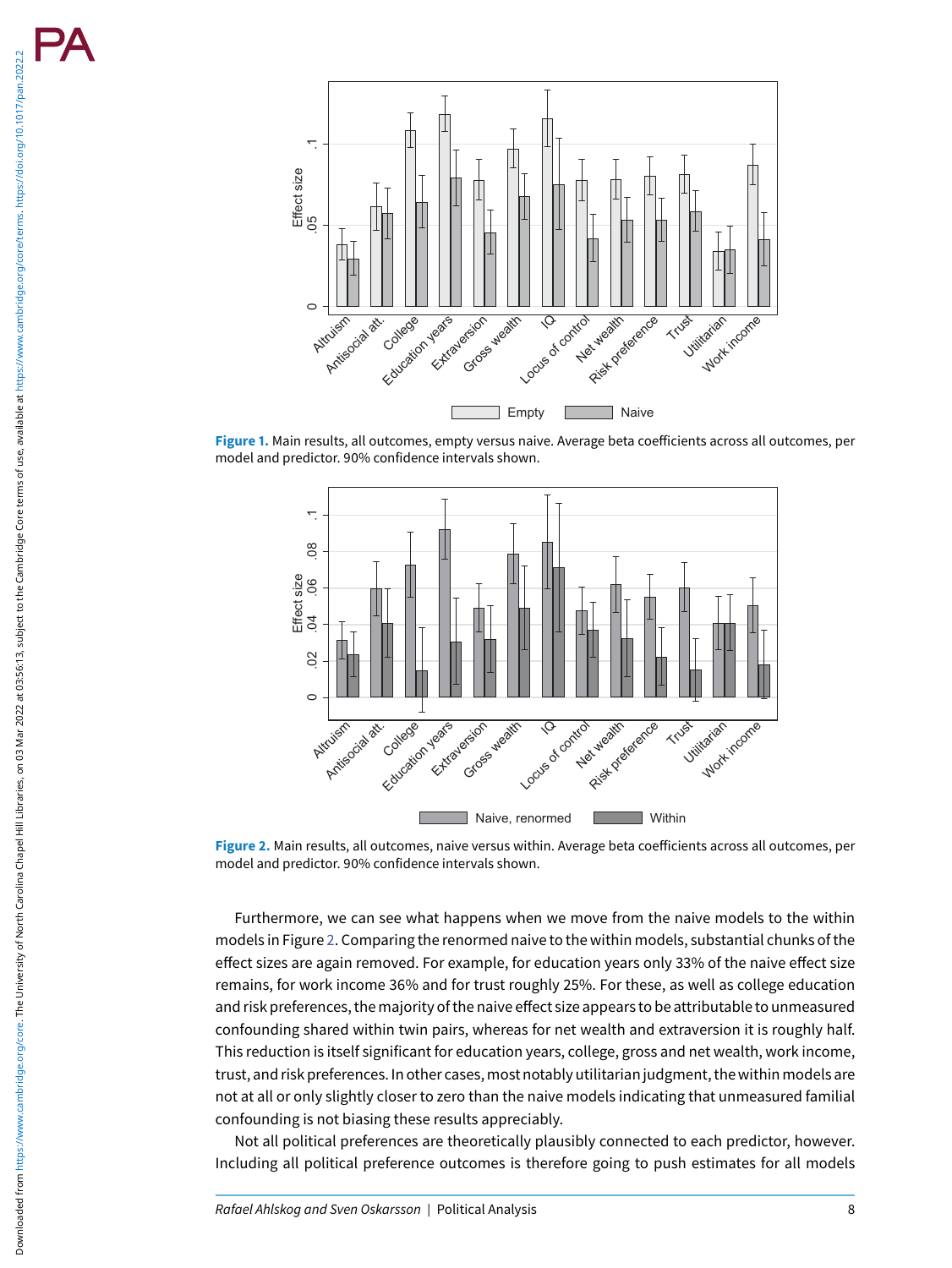**Figure 1.** Main results, all outcomes, empty versus naive. Average beta coefficients across all outcomes, per model and predictor. 90% confidence intervals shown.

**Figure 2.** Main results, all outcomes, naive versus within. Average beta coefficients across all outcomes, per model and predictor. 90% confidence intervals shown.

Furthermore, we can see what happens when we move from the naive models to the within models in Figure 2. Comparing the renormed naive to the within models, substantial chunks of the effect sizes are again removed. For example, for education years only 33% of the naive effect size remains, for work income 36% and for trust roughly 25%. For these, as well as college education and risk preferences, the majority of the naive effect size appears to be attributable to unmeasured confounding shared within twin pairs, whereas for net wealth and extraversion it is roughly half. This reduction is itself significant for education years, college, gross and net wealth, work income, trust, and risk preferences. In other cases, most notably utilitarian judgment, the within models are not at all or only slightly closer to zero than the naive models indicating that unmeasured familial confounding is not biasing these results appreciably.

Not all political preferences are theoretically plausibly connected to each predictor, however. Including all political preference outcomes is therefore going to push estimates for all models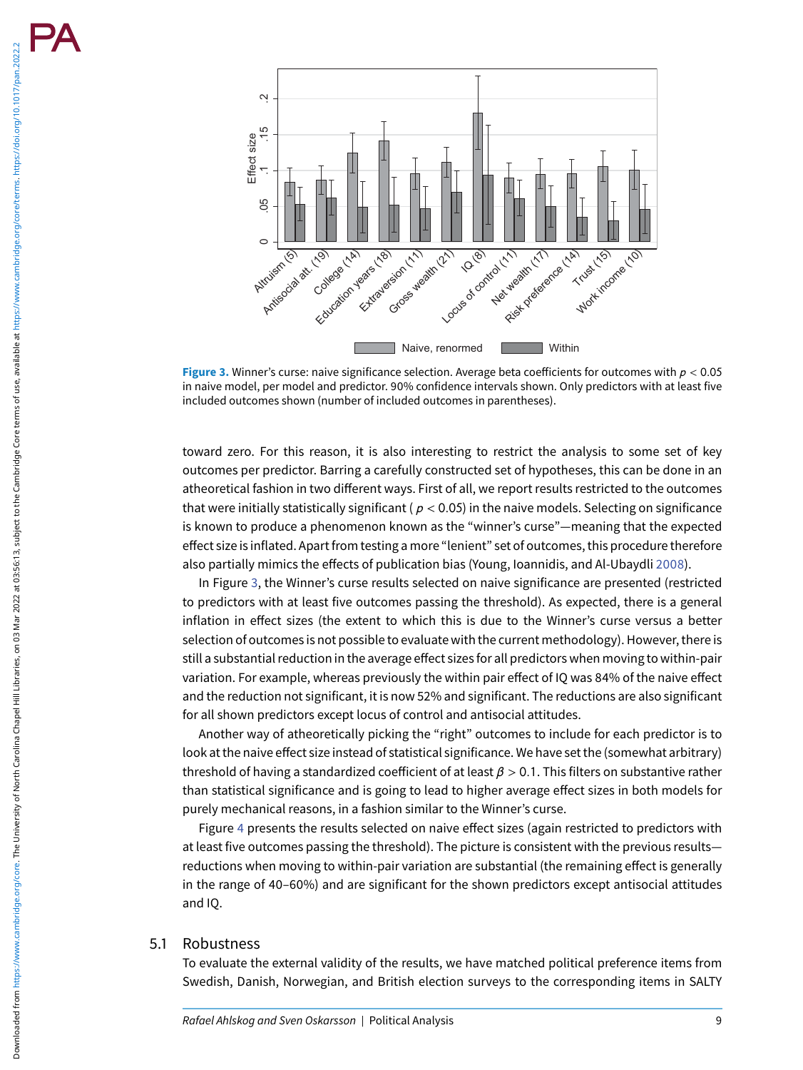Figure 3. Winner's curse: naive significance selection. Average beta coefficients for outcomes with $p < 0.05$ in naive model, per model and predictor. 90% confidence intervals shown. Only predictors with at least five included outcomes shown (number of included outcomes in parentheses).

toward zero. For this reason, it is also interesting to restrict the analysis to some set of key outcomes per predictor. Barring a carefully constructed set of hypotheses, this can be done in an atheoretical fashion in two different ways. First of all, we report results restricted to the outcomes that were initially statistically significant ( $p < 0.05$) in the naive models. Selecting on significance is known to produce a phenomenon known as the "winner's curse"—meaning that the expected effect size is inflated. Apart from testing a more "lenient" set of outcomes, this procedure therefore also partially mimics the effects of publication bias (Young, Ioannidis, and Al-Ubaydli 2008).

In Figure 3, the Winner's curse results selected on naive significance are presented (restricted to predictors with at least five outcomes passing the threshold). As expected, there is a general inflation in effect sizes (the extent to which this is due to the Winner's curse versus a better selection of outcomes is not possible to evaluate with the current methodology). However, there is still a substantial reduction in the average effect sizes for all predictors when moving to within-pair variation. For example, whereas previously the within pair effect of IQ was 84% of the naive effect and the reduction not significant, it is now 52% and significant. The reductions are also significant for all shown predictors except locus of control and antisocial attitudes.

Another way of atheoretically picking the "right" outcomes to include for each predictor is to look at the naive effect size instead of statistical significance. We have set the (somewhat arbitrary) threshold of having a standardized coefficient of at least $\beta > 0.1$. This filters on substantive rather than statistical significance and is going to lead to higher average effect sizes in both models for purely mechanical reasons, in a fashion similar to the Winner's curse.

Figure 4 presents the results selected on naive effect sizes (again restricted to predictors with at least five outcomes passing the threshold). The picture is consistent with the previous results—reductions when moving to within-pair variation are substantial (the remaining effect is generally in the range of 40–60%) and are significant for the shown predictors except antisocial attitudes and IQ.

## 5.1 Robustness

To evaluate the external validity of the results, we have matched political preference items from Swedish, Danish, Norwegian, and British election surveys to the corresponding items in SALTY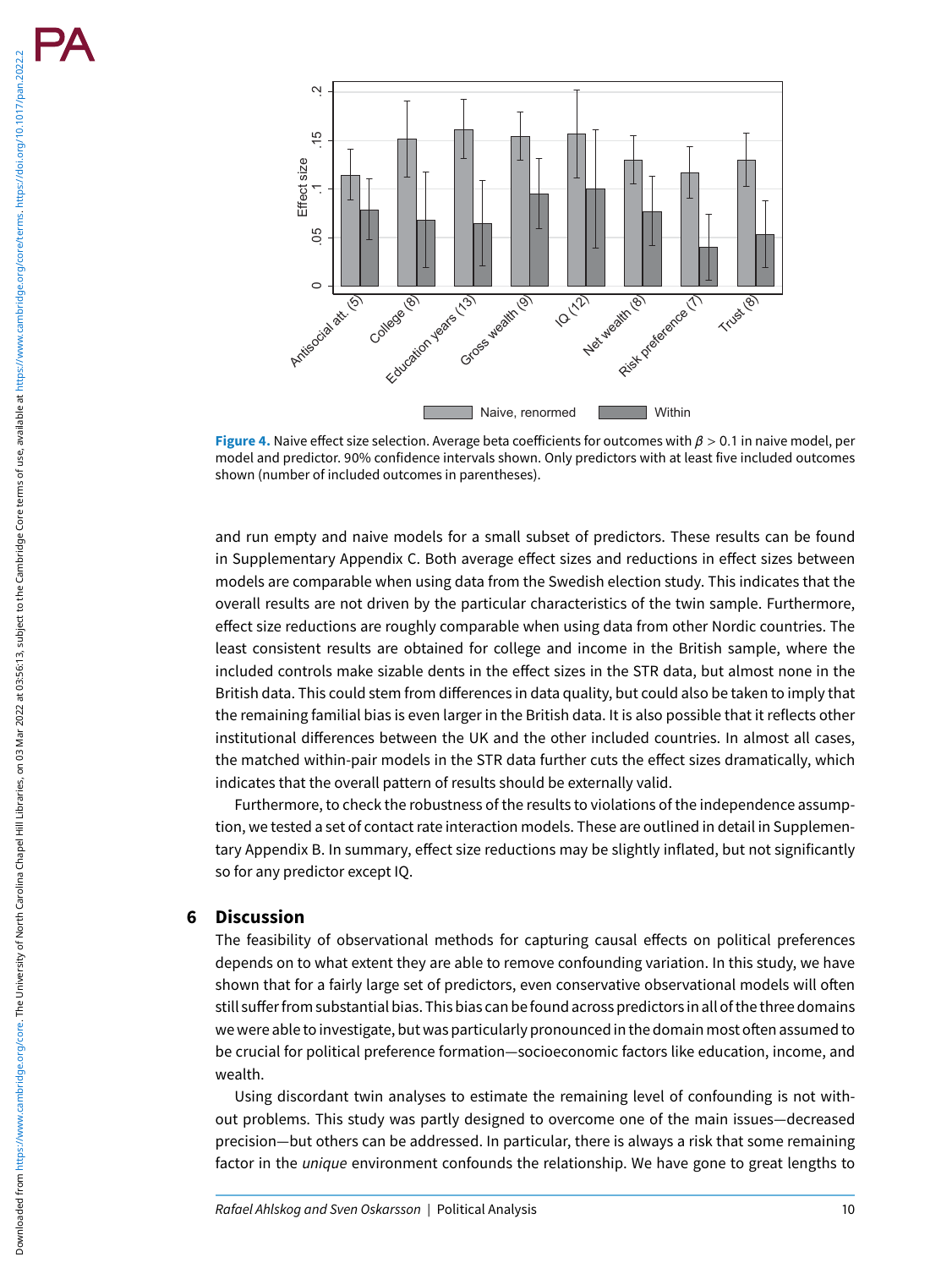**Figure 4.** Naive effect size selection. Average beta coefficients for outcomes with $\beta > 0.1$ in naive model, per model and predictor. 90% confidence intervals shown. Only predictors with at least five included outcomes shown (number of included outcomes in parentheses).

and run empty and naive models for a small subset of predictors. These results can be found in Supplementary Appendix C. Both average effect sizes and reductions in effect sizes between models are comparable when using data from the Swedish election study. This indicates that the overall results are not driven by the particular characteristics of the twin sample. Furthermore, effect size reductions are roughly comparable when using data from other Nordic countries. The least consistent results are obtained for college and income in the British sample, where the included controls make sizable dents in the effect sizes in the STR data, but almost none in the British data. This could stem from differences in data quality, but could also be taken to imply that the remaining familial bias is even larger in the British data. It is also possible that it reflects other institutional differences between the UK and the other included countries. In almost all cases, the matched within-pair models in the STR data further cuts the effect sizes dramatically, which indicates that the overall pattern of results should be externally valid.

Furthermore, to check the robustness of the results to violations of the independence assumption, we tested a set of contact rate interaction models. These are outlined in detail in Supplementary Appendix B. In summary, effect size reductions may be slightly inflated, but not significantly so for any predictor except IQ.

## 6 Discussion

The feasibility of observational methods for capturing causal effects on political preferences depends on to what extent they are able to remove confounding variation. In this study, we have shown that for a fairly large set of predictors, even conservative observational models will often still suffer from substantial bias. This bias can be found across predictors in all of the three domains we were able to investigate, but was particularly pronounced in the domain most often assumed to be crucial for political preference formation—socioeconomic factors like education, income, and wealth.

Using discordant twin analyses to estimate the remaining level of confounding is not without problems. This study was partly designed to overcome one of the main issues—decreased precision—but others can be addressed. In particular, there is always a risk that some remaining factor in the *unique* environment confounds the relationship. We have gone to great lengths to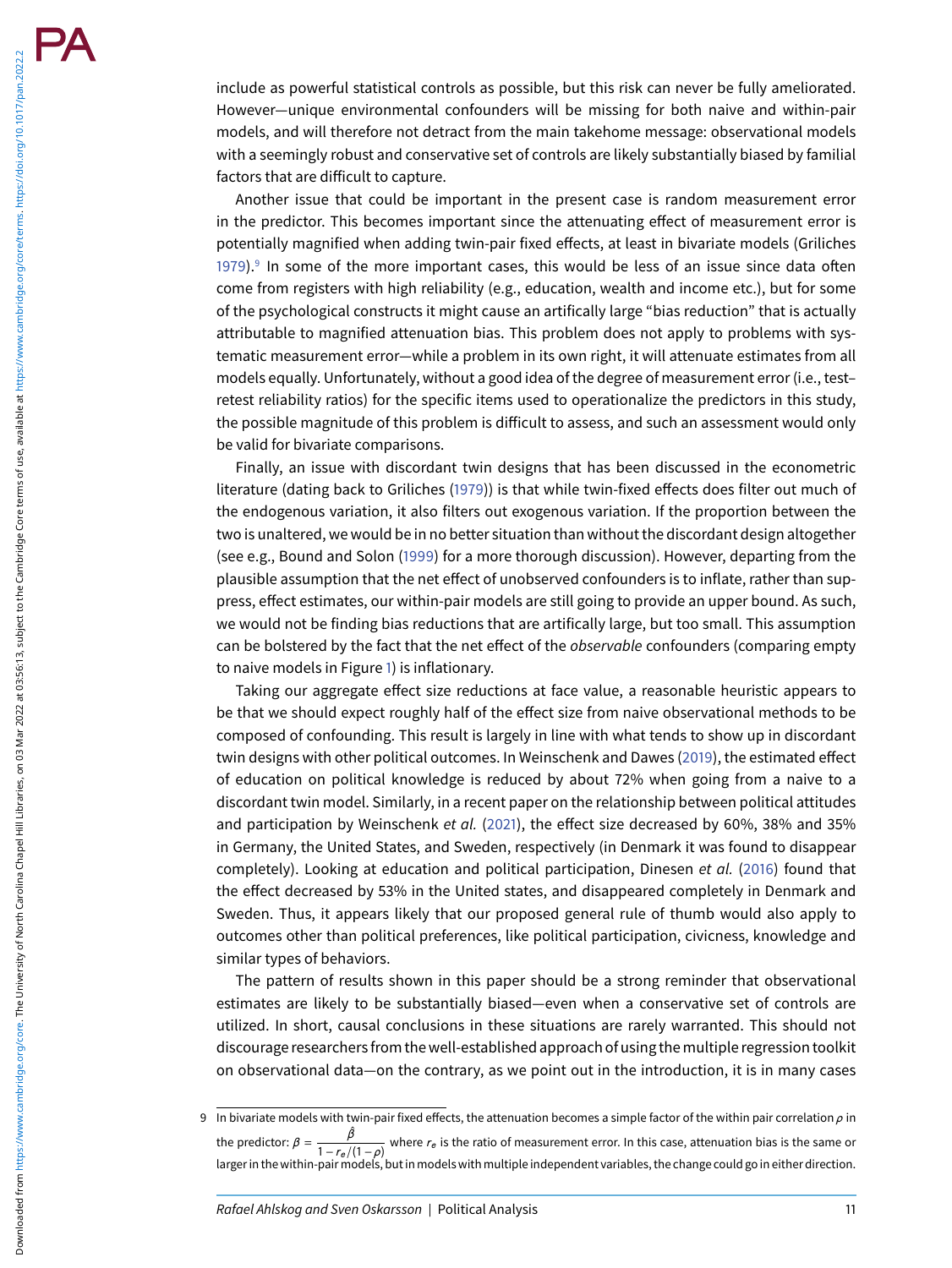include as powerful statistical controls as possible, but this risk can never be fully ameliorated. However—unique environmental confounders will be missing for both naive and within-pair models, and will therefore not detract from the main takehome message: observational models with a seemingly robust and conservative set of controls are likely substantially biased by familial factors that are difficult to capture.

Another issue that could be important in the present case is random measurement error in the predictor. This becomes important since the attenuating effect of measurement error is potentially magnified when adding twin-pair fixed effects, at least in bivariate models (Griliches 1979).[9] In some of the more important cases, this would be less of an issue since data often come from registers with high reliability (e.g., education, wealth and income etc.), but for some of the psychological constructs it might cause an artifically large "bias reduction" that is actually attributable to magnified attenuation bias. This problem does not apply to problems with systematic measurement error—while a problem in its own right, it will attenuate estimates from all models equally. Unfortunately, without a good idea of the degree of measurement error (i.e., test–retest reliability ratios) for the specific items used to operationalize the predictors in this study, the possible magnitude of this problem is difficult to assess, and such an assessment would only be valid for bivariate comparisons.

Finally, an issue with discordant twin designs that has been discussed in the econometric literature (dating back to Griliches (1979)) is that while twin-fixed effects does filter out much of the endogenous variation, it also filters out exogenous variation. If the proportion between the two is unaltered, we would be in no better situation than without the discordant design altogether (see e.g., Bound and Solon (1999) for a more thorough discussion). However, departing from the plausible assumption that the net effect of unobserved confounders is to inflate, rather than suppress, effect estimates, our within-pair models are still going to provide an upper bound. As such, we would not be finding bias reductions that are artifically large, but too small. This assumption can be bolstered by the fact that the net effect of the *observable* confounders (comparing empty to naive models in Figure 1) is inflationary.

Taking our aggregate effect size reductions at face value, a reasonable heuristic appears to be that we should expect roughly half of the effect size from naive observational methods to be composed of confounding. This result is largely in line with what tends to show up in discordant twin designs with other political outcomes. In Weinschenk and Dawes (2019), the estimated effect of education on political knowledge is reduced by about 72% when going from a naive to a discordant twin model. Similarly, in a recent paper on the relationship between political attitudes and participation by Weinschenk *et al.* (2021), the effect size decreased by 60%, 38% and 35% in Germany, the United States, and Sweden, respectively (in Denmark it was found to disappear completely). Looking at education and political participation, Dinesen *et al.* (2016) found that the effect decreased by 53% in the United states, and disappeared completely in Denmark and Sweden. Thus, it appears likely that our proposed general rule of thumb would also apply to outcomes other than political preferences, like political participation, civicness, knowledge and similar types of behaviors.

The pattern of results shown in this paper should be a strong reminder that observational estimates are likely to be substantially biased—even when a conservative set of controls are utilized. In short, causal conclusions in these situations are rarely warranted. This should not discourage researchers from the well-established approach of using the multiple regression toolkit on observational data—on the contrary, as we point out in the introduction, it is in many cases

---

9 In bivariate models with twin-pair fixed effects, the attenuation becomes a simple factor of the within pair correlation $\rho$ in the predictor: $\beta = \frac{\hat{\beta}}{1 - r_e/(1-\rho)}$ where $r_e$ is the ratio of measurement error. In this case, attenuation bias is the same or larger in the within-pair models, but in models with multiple independent variables, the change could go in either direction.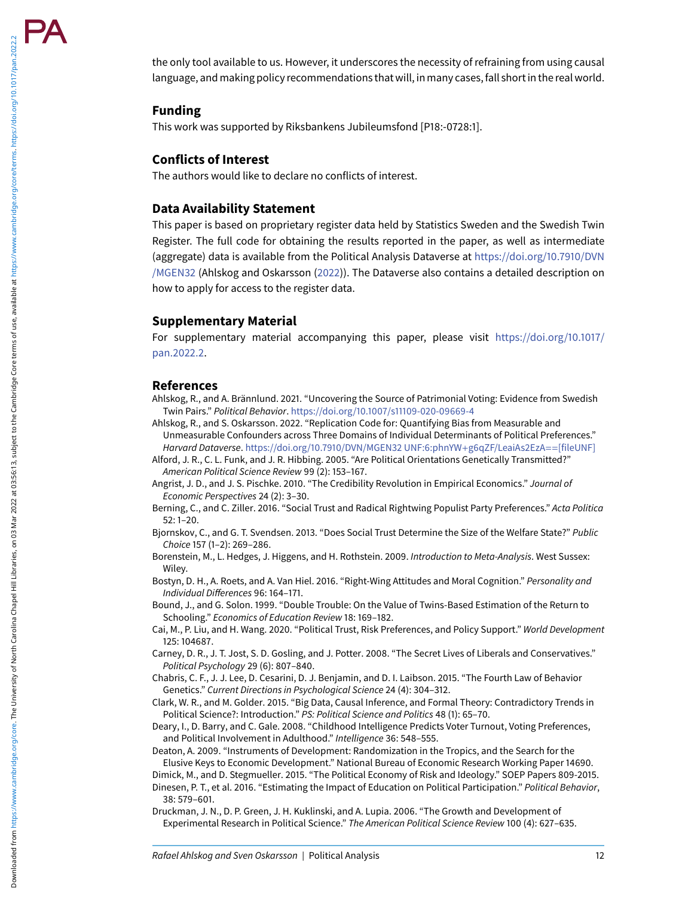the only tool available to us. However, it underscores the necessity of refraining from using causal language, and making policy recommendations that will, in many cases, fall short in the real world.

## Funding

This work was supported by Riksbankens Jubileumsfond [P18:-0728:1].

## Conflicts of Interest

The authors would like to declare no conflicts of interest.

## Data Availability Statement

This paper is based on proprietary register data held by Statistics Sweden and the Swedish Twin Register. The full code for obtaining the results reported in the paper, as well as intermediate (aggregate) data is available from the Political Analysis Dataverse at https://doi.org/10.7910/DVN/MGEN32 (Ahlskog and Oskarsson (2022)). The Dataverse also contains a detailed description on how to apply for access to the register data.

## Supplementary Material

For supplementary material accompanying this paper, please visit https://doi.org/10.1017/pan.2022.2.

## References

Ahlskog, R., and A. Brännlund. 2021. "Uncovering the Source of Patrimonial Voting: Evidence from Swedish Twin Pairs." *Political Behavior*. https://doi.org/10.1007/s11109-020-09669-4

Ahlskog, R., and S. Oskarsson. 2022. "Replication Code for: Quantifying Bias from Measurable and Unmeasurable Confounders across Three Domains of Individual Determinants of Political Preferences." *Harvard Dataverse*. https://doi.org/10.7910/DVN/MGEN32 UNF:6:phnYW+g6qZF/LeaiAs2EzA==[fileUNF]

Alford, J. R., C. L. Funk, and J. R. Hibbing. 2005. "Are Political Orientations Genetically Transmitted?" *American Political Science Review* 99 (2): 153–167.

Angrist, J. D., and J. S. Pischke. 2010. "The Credibility Revolution in Empirical Economics." *Journal of Economic Perspectives* 24 (2): 3–30.

Berning, C., and C. Ziller. 2016. "Social Trust and Radical Rightwing Populist Party Preferences." *Acta Politica* 52: 1–20.

Bjornskov, C., and G. T. Svendsen. 2013. "Does Social Trust Determine the Size of the Welfare State?" *Public Choice* 157 (1–2): 269–286.

Borenstein, M., L. Hedges, J. Higgens, and H. Rothstein. 2009. *Introduction to Meta-Analysis*. West Sussex: Wiley.

Bostyn, D. H., A. Roets, and A. Van Hiel. 2016. "Right-Wing Attitudes and Moral Cognition." *Personality and Individual Differences* 96: 164–171.

Bound, J., and G. Solon. 1999. "Double Trouble: On the Value of Twins-Based Estimation of the Return to Schooling." *Economics of Education Review* 18: 169–182.

Cai, M., P. Liu, and H. Wang. 2020. "Political Trust, Risk Preferences, and Policy Support." *World Development* 125: 104687.

Carney, D. R., J. T. Jost, S. D. Gosling, and J. Potter. 2008. "The Secret Lives of Liberals and Conservatives." *Political Psychology* 29 (6): 807–840.

Chabris, C. F., J. J. Lee, D. Cesarini, D. J. Benjamin, and D. I. Laibson. 2015. "The Fourth Law of Behavior Genetics." *Current Directions in Psychological Science* 24 (4): 304–312.

Clark, W. R., and M. Golder. 2015. "Big Data, Causal Inference, and Formal Theory: Contradictory Trends in Political Science?: Introduction." *PS: Political Science and Politics* 48 (1): 65–70.

Deary, I., D. Barry, and C. Gale. 2008. "Childhood Intelligence Predicts Voter Turnout, Voting Preferences, and Political Involvement in Adulthood." *Intelligence* 36: 548–555.

Deaton, A. 2009. "Instruments of Development: Randomization in the Tropics, and the Search for the Elusive Keys to Economic Development." National Bureau of Economic Research Working Paper 14690.

Dimick, M., and D. Stegmueller. 2015. "The Political Economy of Risk and Ideology." SOEP Papers 809-2015.

Dinesen, P. T., et al. 2016. "Estimating the Impact of Education on Political Participation." *Political Behavior*, 38: 579–601.

Druckman, J. N., D. P. Green, J. H. Kuklinski, and A. Lupia. 2006. "The Growth and Development of Experimental Research in Political Science." *The American Political Science Review* 100 (4): 627–635.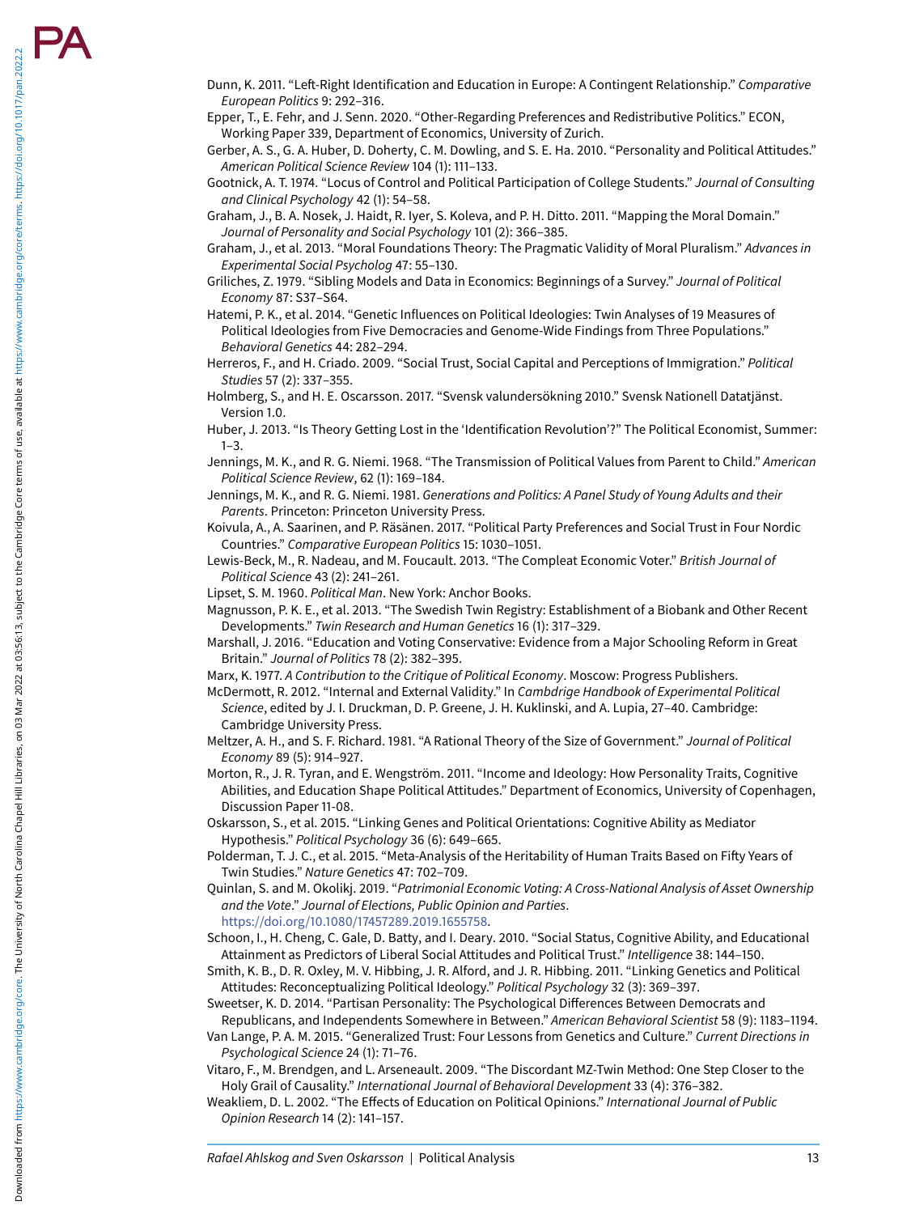Dunn, K. 2011. "Left-Right Identification and Education in Europe: A Contingent Relationship." *Comparative European Politics* 9: 292–316.

Epper, T., E. Fehr, and J. Senn. 2020. "Other-Regarding Preferences and Redistributive Politics." ECON, Working Paper 339, Department of Economics, University of Zurich.

Gerber, A. S., G. A. Huber, D. Doherty, C. M. Dowling, and S. E. Ha. 2010. "Personality and Political Attitudes." *American Political Science Review* 104 (1): 111–133.

Gootnick, A. T. 1974. "Locus of Control and Political Participation of College Students." *Journal of Consulting and Clinical Psychology* 42 (1): 54–58.

Graham, J., B. A. Nosek, J. Haidt, R. Iyer, S. Koleva, and P. H. Ditto. 2011. "Mapping the Moral Domain." *Journal of Personality and Social Psychology* 101 (2): 366–385.

Graham, J., et al. 2013. "Moral Foundations Theory: The Pragmatic Validity of Moral Pluralism." *Advances in Experimental Social Psycholog* 47: 55–130.

Griliches, Z. 1979. "Sibling Models and Data in Economics: Beginnings of a Survey." *Journal of Political Economy* 87: S37–S64.

Hatemi, P. K., et al. 2014. "Genetic Influences on Political Ideologies: Twin Analyses of 19 Measures of Political Ideologies from Five Democracies and Genome-Wide Findings from Three Populations." *Behavioral Genetics* 44: 282–294.

Herreros, F., and H. Criado. 2009. "Social Trust, Social Capital and Perceptions of Immigration." *Political Studies* 57 (2): 337–355.

Holmberg, S., and H. E. Oscarsson. 2017. "Svensk valundersökning 2010." Svensk Nationell Datatjänst. Version 1.0.

Huber, J. 2013. "Is Theory Getting Lost in the 'Identification Revolution'?" The Political Economist, Summer: 1–3.

Jennings, M. K., and R. G. Niemi. 1968. "The Transmission of Political Values from Parent to Child." *American Political Science Review*, 62 (1): 169–184.

Jennings, M. K., and R. G. Niemi. 1981. *Generations and Politics: A Panel Study of Young Adults and their Parents*. Princeton: Princeton University Press.

Koivula, A., A. Saarinen, and P. Räsänen. 2017. "Political Party Preferences and Social Trust in Four Nordic Countries." *Comparative European Politics* 15: 1030–1051.

Lewis-Beck, M., R. Nadeau, and M. Foucault. 2013. "The Compleat Economic Voter." *British Journal of Political Science* 43 (2): 241–261.

Lipset, S. M. 1960. *Political Man*. New York: Anchor Books.

Magnusson, P. K. E., et al. 2013. "The Swedish Twin Registry: Establishment of a Biobank and Other Recent Developments." *Twin Research and Human Genetics* 16 (1): 317–329.

Marshall, J. 2016. "Education and Voting Conservative: Evidence from a Major Schooling Reform in Great Britain." *Journal of Politics* 78 (2): 382–395.

Marx, K. 1977. *A Contribution to the Critique of Political Economy*. Moscow: Progress Publishers.

McDermott, R. 2012. "Internal and External Validity." In *Cambdrige Handbook of Experimental Political Science*, edited by J. I. Druckman, D. P. Greene, J. H. Kuklinski, and A. Lupia, 27–40. Cambridge: Cambridge University Press.

Meltzer, A. H., and S. F. Richard. 1981. "A Rational Theory of the Size of Government." *Journal of Political Economy* 89 (5): 914–927.

Morton, R., J. R. Tyran, and E. Wengström. 2011. "Income and Ideology: How Personality Traits, Cognitive Abilities, and Education Shape Political Attitudes." Department of Economics, University of Copenhagen, Discussion Paper 11-08.

Oskarsson, S., et al. 2015. "Linking Genes and Political Orientations: Cognitive Ability as Mediator Hypothesis." *Political Psychology* 36 (6): 649–665.

Polderman, T. J. C., et al. 2015. "Meta-Analysis of the Heritability of Human Traits Based on Fifty Years of Twin Studies." *Nature Genetics* 47: 702–709.

Quinlan, S. and M. Okolikj. 2019. "*Patrimonial Economic Voting: A Cross-National Analysis of Asset Ownership and the Vote*." *Journal of Elections, Public Opinion and Parties*. https://doi.org/10.1080/17457289.2019.1655758.

Schoon, I., H. Cheng, C. Gale, D. Batty, and I. Deary. 2010. "Social Status, Cognitive Ability, and Educational Attainment as Predictors of Liberal Social Attitudes and Political Trust." *Intelligence* 38: 144–150.

Smith, K. B., D. R. Oxley, M. V. Hibbing, J. R. Alford, and J. R. Hibbing. 2011. "Linking Genetics and Political Attitudes: Reconceptualizing Political Ideology." *Political Psychology* 32 (3): 369–397.

Sweetser, K. D. 2014. "Partisan Personality: The Psychological Differences Between Democrats and Republicans, and Independents Somewhere in Between." *American Behavioral Scientist* 58 (9): 1183–1194.

Van Lange, P. A. M. 2015. "Generalized Trust: Four Lessons from Genetics and Culture." *Current Directions in Psychological Science* 24 (1): 71–76.

Vitaro, F., M. Brendgen, and L. Arseneault. 2009. "The Discordant MZ-Twin Method: One Step Closer to the Holy Grail of Causality." *International Journal of Behavioral Development* 33 (4): 376–382.

Weakliem, D. L. 2002. "The Effects of Education on Political Opinions." *International Journal of Public Opinion Research* 14 (2): 141–157.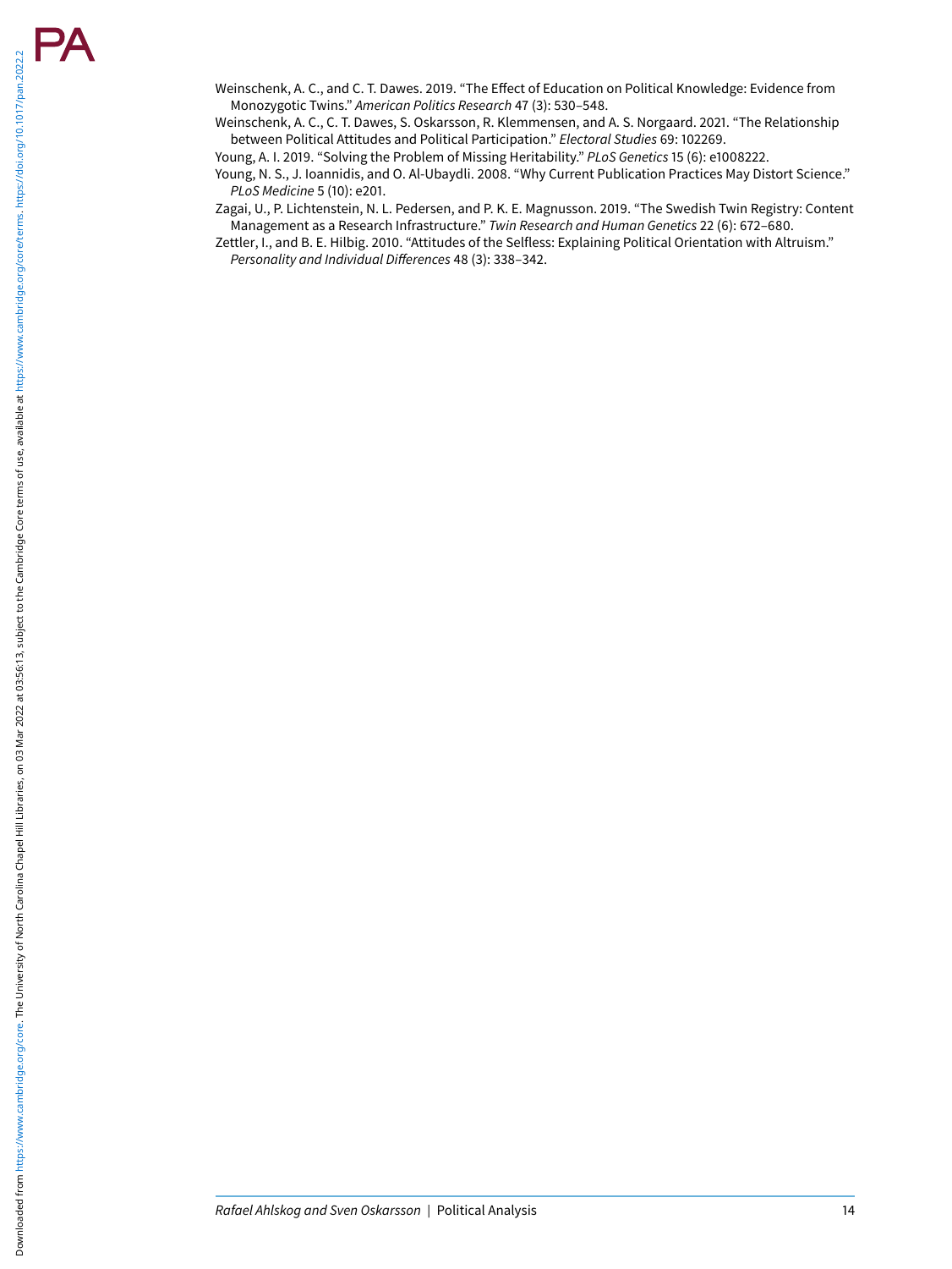Weinschenk, A. C., and C. T. Dawes. 2019. "The Effect of Education on Political Knowledge: Evidence from Monozygotic Twins." *American Politics Research* 47 (3): 530–548.

Weinschenk, A. C., C. T. Dawes, S. Oskarsson, R. Klemmensen, and A. S. Norgaard. 2021. "The Relationship between Political Attitudes and Political Participation." *Electoral Studies* 69: 102269.

Young, A. I. 2019. "Solving the Problem of Missing Heritability." *PLoS Genetics* 15 (6): e1008222.

Young, N. S., J. Ioannidis, and O. Al-Ubaydli. 2008. "Why Current Publication Practices May Distort Science." *PLoS Medicine* 5 (10): e201.

Zagai, U., P. Lichtenstein, N. L. Pedersen, and P. K. E. Magnusson. 2019. "The Swedish Twin Registry: Content Management as a Research Infrastructure." *Twin Research and Human Genetics* 22 (6): 672–680.

Zettler, I., and B. E. Hilbig. 2010. "Attitudes of the Selfless: Explaining Political Orientation with Altruism." *Personality and Individual Differences* 48 (3): 338–342.